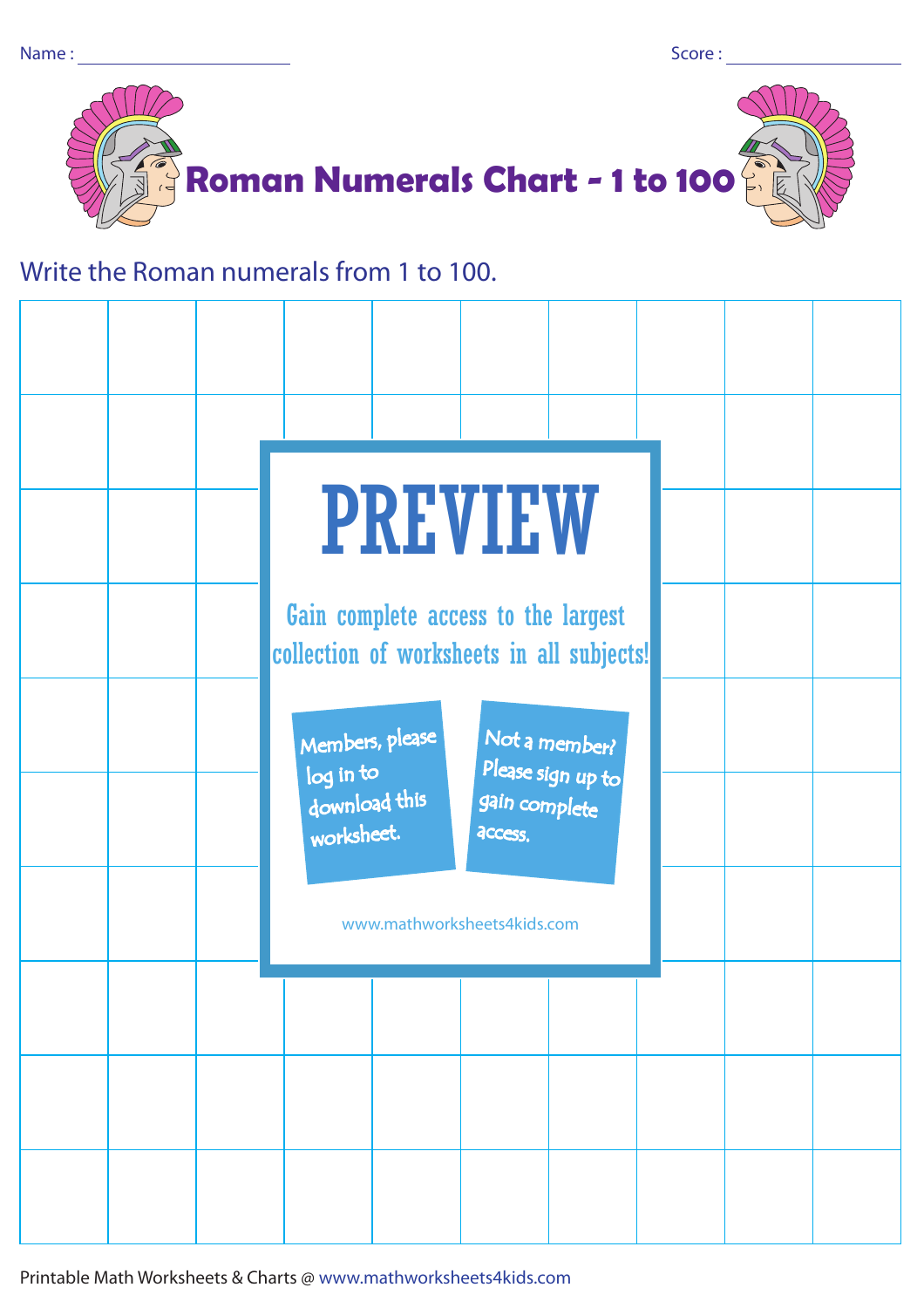Name : ____________________ Score : ____________________

# Roman Numerals Chart - 1 to 100

Write the Roman numerals from 1 to 100.

| | | | | | | | | | |
|---|---|---|---|---|---|---|---|---|---|
| | | | | | | | | | |
| | | | | | | | | | |
| | | | | | | | | | |
| | | | | | | | | | |
| | | | | | | | | | |
| | | | | | | | | | |
| | | | | | | | | | |
| | | | | | | | | | |
| | | | | | | | | | |
| | | | | | | | | | |

PREVIEW

Gain complete access to the largest collection of worksheets in all subjects!

Members, please log in to download this worksheet.

Not a member? Please sign up to gain complete access.

www.mathworksheets4kids.com

Printable Math Worksheets & Charts @ www.mathworksheets4kids.com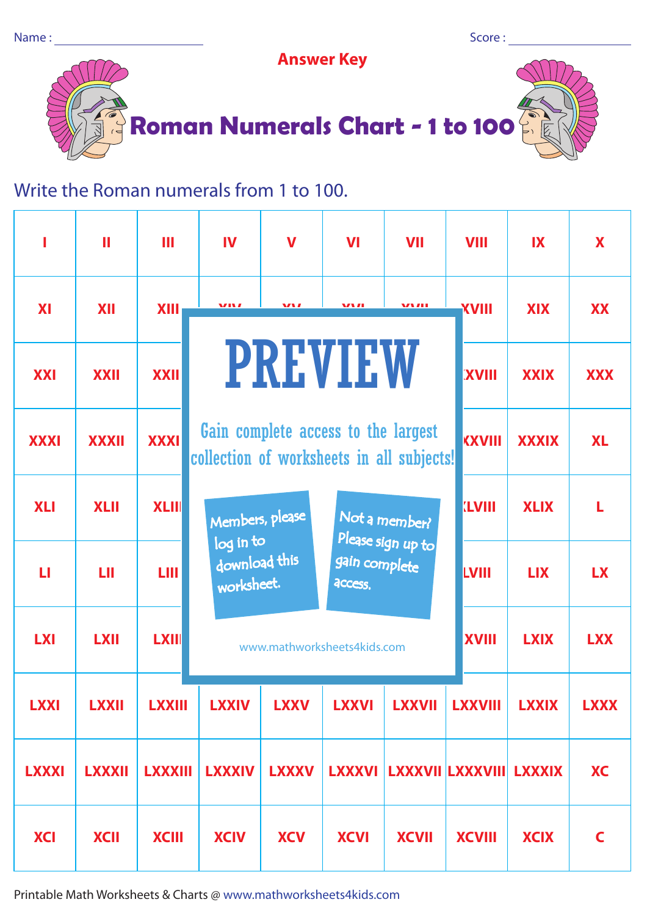Name : ____________________ Score : ____________________

**Answer Key**

# Roman Numerals Chart - 1 to 100

Write the Roman numerals from 1 to 100.

| | | | | | | | | | |
|---|---|---|---|---|---|---|---|---|---|
| I | II | III | IV | V | VI | VII | VIII | IX | X |
| XI | XII | XIII | | | | | XVIII | XIX | XX |
| XXI | XXII | XXII | | | | | XVIII | XXIX | XXX |
| XXXI | XXXII | XXXI | | | | | XXVIII | XXXIX | XL |
| XLI | XLII | XLII | | | | | LVIII | XLIX | L |
| LI | LII | LIII | | | | | LVIII | LIX | LX |
| LXI | LXII | LXIII | | | | | XVIII | LXIX | LXX |
| LXXI | LXXII | LXXIII | LXXIV | LXXV | LXXVI | LXXVII | LXXVIII | LXXIX | LXXX |
| LXXXI | LXXXII | LXXXIII | LXXXIV | LXXXV | LXXXVI | LXXXVII | LXXXVIII | LXXXIX | XC |
| XCI | XCII | XCIII | XCIV | XCV | XCVI | XCVII | XCVIII | XCIX | C |

PREVIEW

Gain complete access to the largest collection of worksheets in all subjects!

Members, please log in to download this worksheet.

Not a member? Please sign up to gain complete access.

www.mathworksheets4kids.com

Printable Math Worksheets & Charts @ www.mathworksheets4kids.com